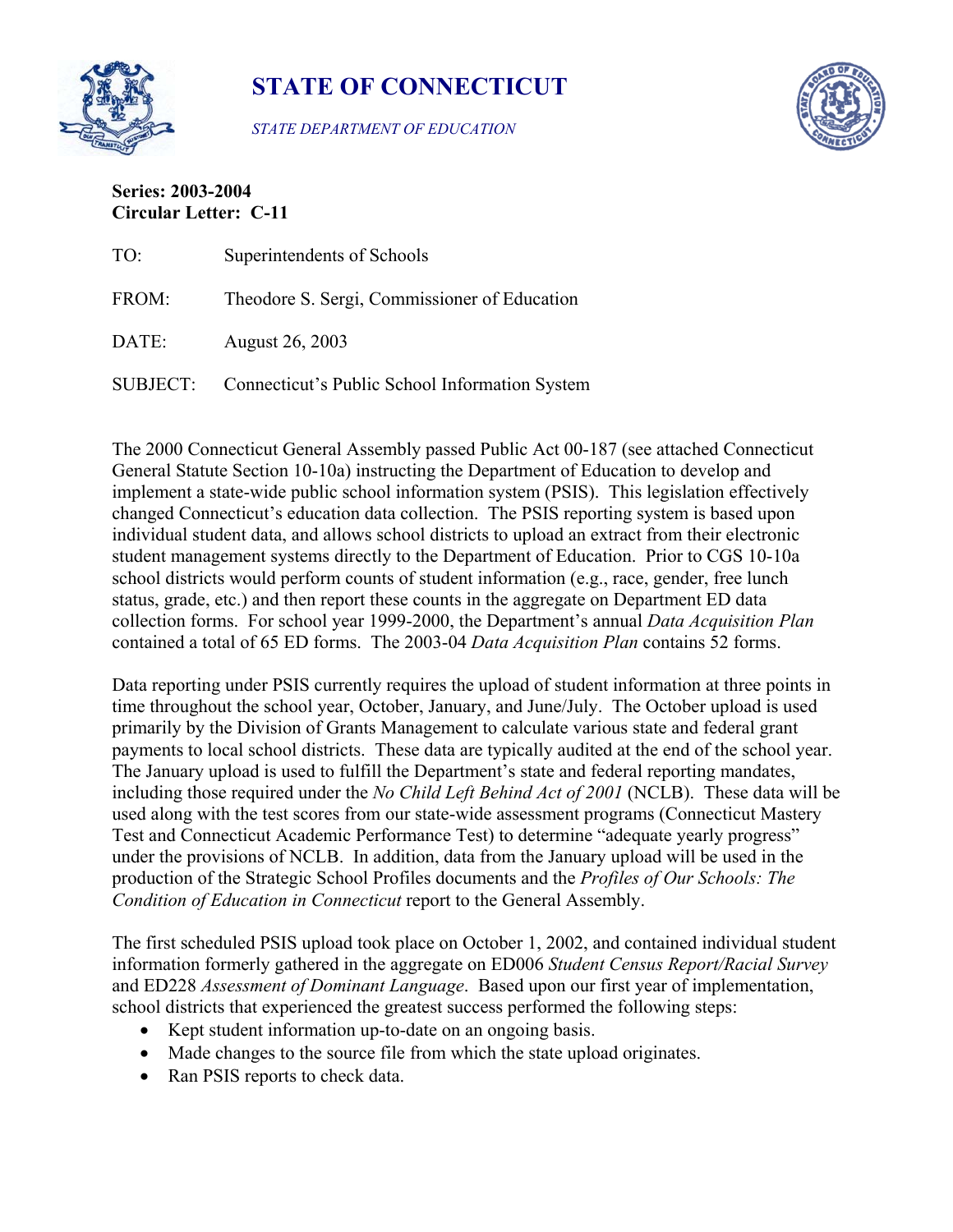# STATE OF CONNECTICUT

*STATE DEPARTMENT OF EDUCATION*

**Series: 2003-2004**
**Circular Letter: C-11**

TO: Superintendents of Schools

FROM: Theodore S. Sergi, Commissioner of Education

DATE: August 26, 2003

SUBJECT: Connecticut's Public School Information System

The 2000 Connecticut General Assembly passed Public Act 00-187 (see attached Connecticut General Statute Section 10-10a) instructing the Department of Education to develop and implement a state-wide public school information system (PSIS). This legislation effectively changed Connecticut's education data collection. The PSIS reporting system is based upon individual student data, and allows school districts to upload an extract from their electronic student management systems directly to the Department of Education. Prior to CGS 10-10a school districts would perform counts of student information (e.g., race, gender, free lunch status, grade, etc.) and then report these counts in the aggregate on Department ED data collection forms. For school year 1999-2000, the Department's annual *Data Acquisition Plan* contained a total of 65 ED forms. The 2003-04 *Data Acquisition Plan* contains 52 forms.

Data reporting under PSIS currently requires the upload of student information at three points in time throughout the school year, October, January, and June/July. The October upload is used primarily by the Division of Grants Management to calculate various state and federal grant payments to local school districts. These data are typically audited at the end of the school year. The January upload is used to fulfill the Department's state and federal reporting mandates, including those required under the *No Child Left Behind Act of 2001* (NCLB). These data will be used along with the test scores from our state-wide assessment programs (Connecticut Mastery Test and Connecticut Academic Performance Test) to determine "adequate yearly progress" under the provisions of NCLB. In addition, data from the January upload will be used in the production of the Strategic School Profiles documents and the *Profiles of Our Schools: The Condition of Education in Connecticut* report to the General Assembly.

The first scheduled PSIS upload took place on October 1, 2002, and contained individual student information formerly gathered in the aggregate on ED006 *Student Census Report/Racial Survey* and ED228 *Assessment of Dominant Language*. Based upon our first year of implementation, school districts that experienced the greatest success performed the following steps:

- Kept student information up-to-date on an ongoing basis.
- Made changes to the source file from which the state upload originates.
- Ran PSIS reports to check data.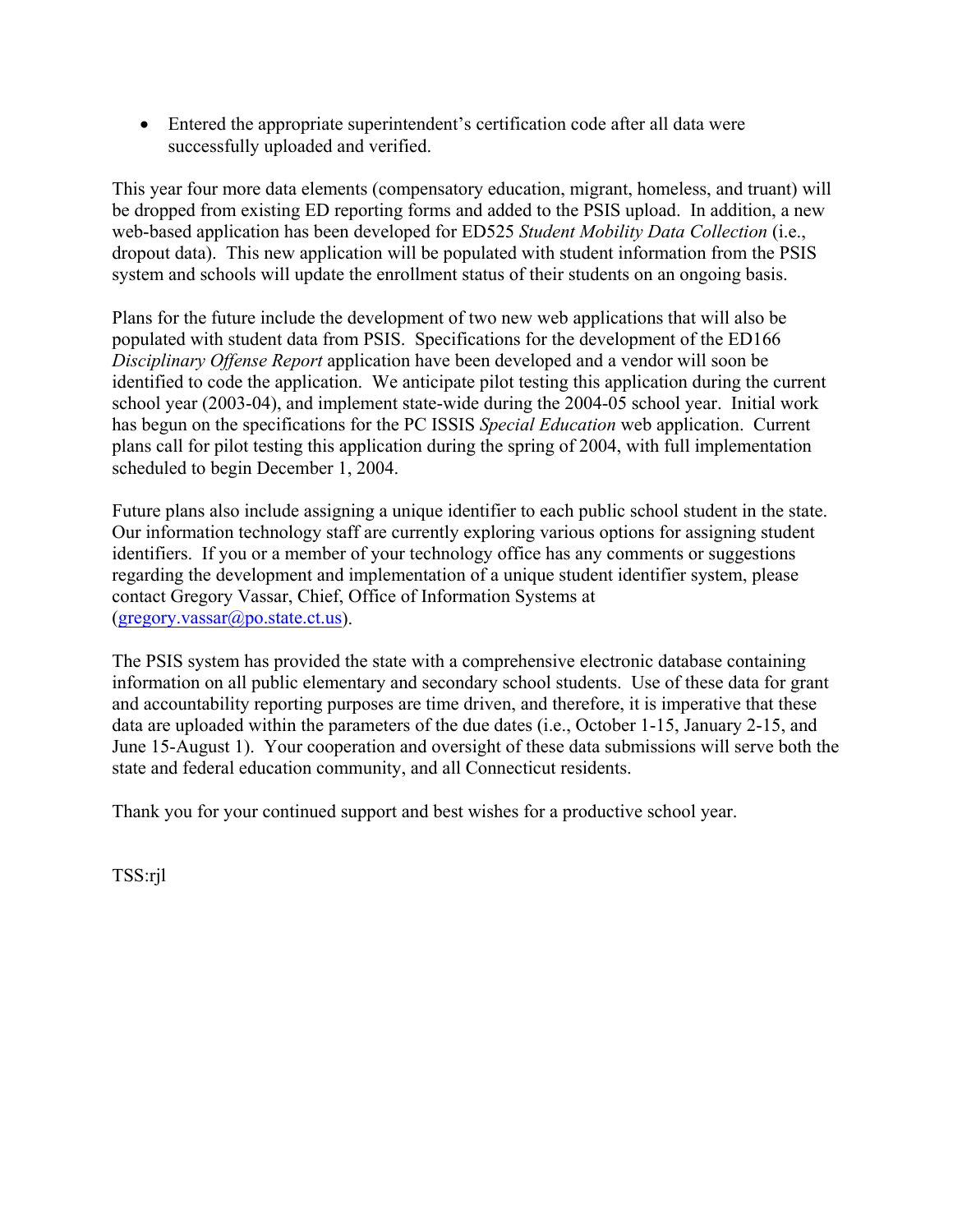- Entered the appropriate superintendent's certification code after all data were successfully uploaded and verified.

This year four more data elements (compensatory education, migrant, homeless, and truant) will be dropped from existing ED reporting forms and added to the PSIS upload. In addition, a new web-based application has been developed for ED525 *Student Mobility Data Collection* (i.e., dropout data). This new application will be populated with student information from the PSIS system and schools will update the enrollment status of their students on an ongoing basis.

Plans for the future include the development of two new web applications that will also be populated with student data from PSIS. Specifications for the development of the ED166 *Disciplinary Offense Report* application have been developed and a vendor will soon be identified to code the application. We anticipate pilot testing this application during the current school year (2003-04), and implement state-wide during the 2004-05 school year. Initial work has begun on the specifications for the PC ISSIS *Special Education* web application. Current plans call for pilot testing this application during the spring of 2004, with full implementation scheduled to begin December 1, 2004.

Future plans also include assigning a unique identifier to each public school student in the state. Our information technology staff are currently exploring various options for assigning student identifiers. If you or a member of your technology office has any comments or suggestions regarding the development and implementation of a unique student identifier system, please contact Gregory Vassar, Chief, Office of Information Systems at (gregory.vassar@po.state.ct.us).

The PSIS system has provided the state with a comprehensive electronic database containing information on all public elementary and secondary school students. Use of these data for grant and accountability reporting purposes are time driven, and therefore, it is imperative that these data are uploaded within the parameters of the due dates (i.e., October 1-15, January 2-15, and June 15-August 1). Your cooperation and oversight of these data submissions will serve both the state and federal education community, and all Connecticut residents.

Thank you for your continued support and best wishes for a productive school year.

TSS:rjl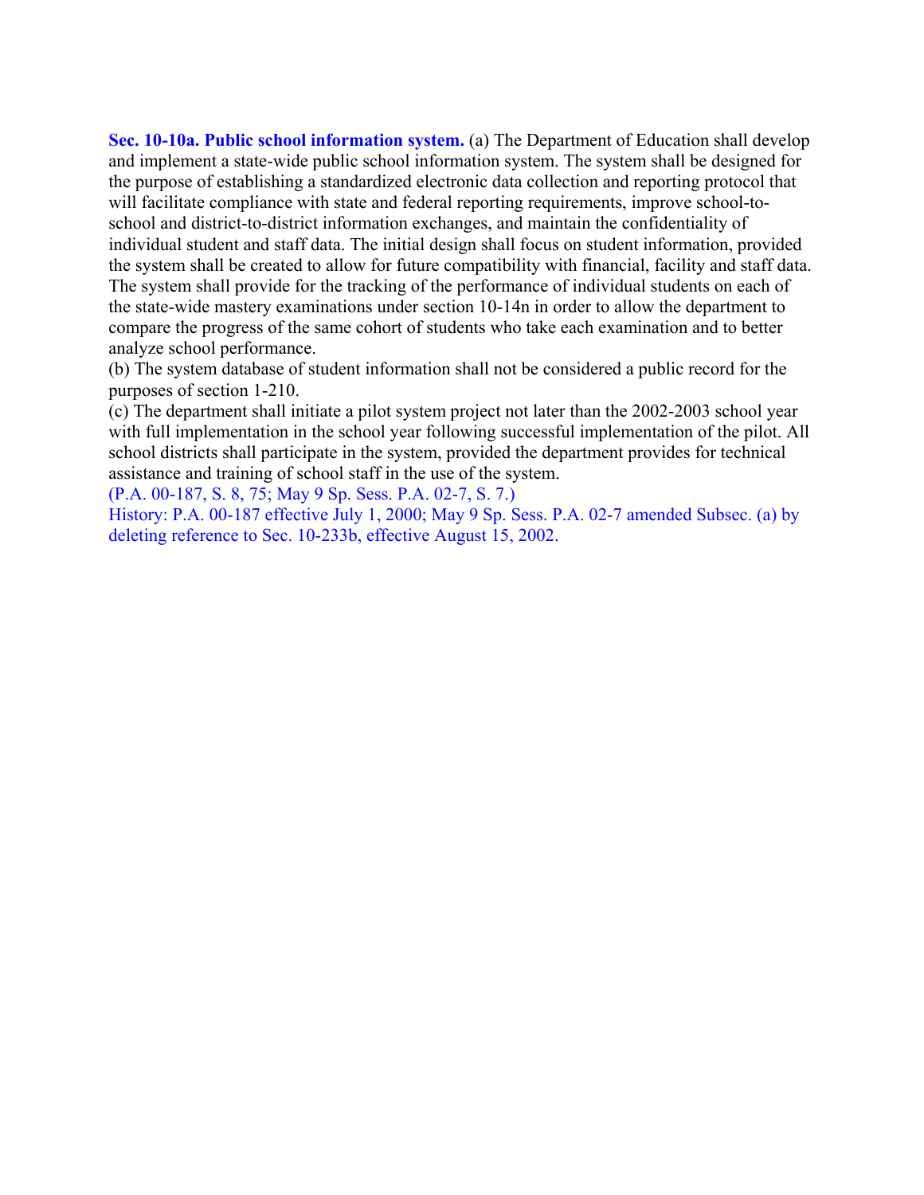**Sec. 10-10a. Public school information system.** (a) The Department of Education shall develop and implement a state-wide public school information system. The system shall be designed for the purpose of establishing a standardized electronic data collection and reporting protocol that will facilitate compliance with state and federal reporting requirements, improve school-to-school and district-to-district information exchanges, and maintain the confidentiality of individual student and staff data. The initial design shall focus on student information, provided the system shall be created to allow for future compatibility with financial, facility and staff data. The system shall provide for the tracking of the performance of individual students on each of the state-wide mastery examinations under section 10-14n in order to allow the department to compare the progress of the same cohort of students who take each examination and to better analyze school performance.

(b) The system database of student information shall not be considered a public record for the purposes of section 1-210.

(c) The department shall initiate a pilot system project not later than the 2002-2003 school year with full implementation in the school year following successful implementation of the pilot. All school districts shall participate in the system, provided the department provides for technical assistance and training of school staff in the use of the system.

(P.A. 00-187, S. 8, 75; May 9 Sp. Sess. P.A. 02-7, S. 7.)

History: P.A. 00-187 effective July 1, 2000; May 9 Sp. Sess. P.A. 02-7 amended Subsec. (a) by deleting reference to Sec. 10-233b, effective August 15, 2002.